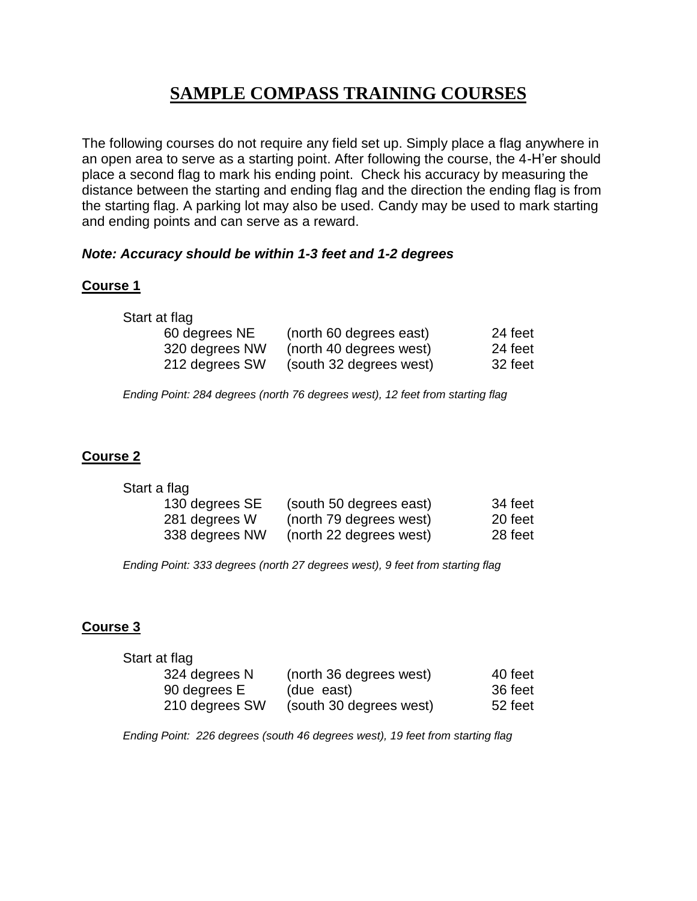# SAMPLE COMPASS TRAINING COURSES

The following courses do not require any field set up. Simply place a flag anywhere in an open area to serve as a starting point. After following the course, the 4-H'er should place a second flag to mark his ending point. Check his accuracy by measuring the distance between the starting and ending flag and the direction the ending flag is from the starting flag. A parking lot may also be used. Candy may be used to mark starting and ending points and can serve as a reward.

***Note: Accuracy should be within 1-3 feet and 1-2 degrees***

## Course 1

Start at flag

| | | |
|---|---|---|
| 60 degrees NE | (north 60 degrees east) | 24 feet |
| 320 degrees NW | (north 40 degrees west) | 24 feet |
| 212 degrees SW | (south 32 degrees west) | 32 feet |

*Ending Point: 284 degrees (north 76 degrees west), 12 feet from starting flag*

## Course 2

Start a flag

| | | |
|---|---|---|
| 130 degrees SE | (south 50 degrees east) | 34 feet |
| 281 degrees W | (north 79 degrees west) | 20 feet |
| 338 degrees NW | (north 22 degrees west) | 28 feet |

*Ending Point: 333 degrees (north 27 degrees west), 9 feet from starting flag*

## Course 3

Start at flag

| | | |
|---|---|---|
| 324 degrees N | (north 36 degrees west) | 40 feet |
| 90 degrees E | (due east) | 36 feet |
| 210 degrees SW | (south 30 degrees west) | 52 feet |

*Ending Point: 226 degrees (south 46 degrees west), 19 feet from starting flag*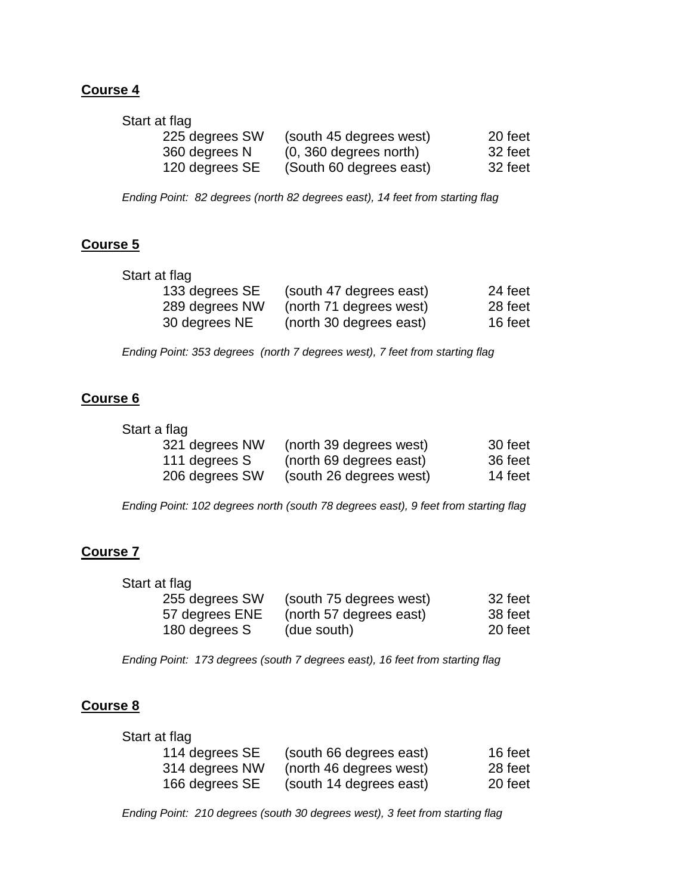**Course 4**

Start at flag

| | | |
|---|---|---|
| 225 degrees SW | (south 45 degrees west) | 20 feet |
| 360 degrees N | (0, 360 degrees north) | 32 feet |
| 120 degrees SE | (South 60 degrees east) | 32 feet |

*Ending Point: 82 degrees (north 82 degrees east), 14 feet from starting flag*

**Course 5**

Start at flag

| | | |
|---|---|---|
| 133 degrees SE | (south 47 degrees east) | 24 feet |
| 289 degrees NW | (north 71 degrees west) | 28 feet |
| 30 degrees NE | (north 30 degrees east) | 16 feet |

*Ending Point: 353 degrees (north 7 degrees west), 7 feet from starting flag*

**Course 6**

Start a flag

| | | |
|---|---|---|
| 321 degrees NW | (north 39 degrees west) | 30 feet |
| 111 degrees S | (north 69 degrees east) | 36 feet |
| 206 degrees SW | (south 26 degrees west) | 14 feet |

*Ending Point: 102 degrees north (south 78 degrees east), 9 feet from starting flag*

**Course 7**

Start at flag

| | | |
|---|---|---|
| 255 degrees SW | (south 75 degrees west) | 32 feet |
| 57 degrees ENE | (north 57 degrees east) | 38 feet |
| 180 degrees S | (due south) | 20 feet |

*Ending Point: 173 degrees (south 7 degrees east), 16 feet from starting flag*

**Course 8**

Start at flag

| | | |
|---|---|---|
| 114 degrees SE | (south 66 degrees east) | 16 feet |
| 314 degrees NW | (north 46 degrees west) | 28 feet |
| 166 degrees SE | (south 14 degrees east) | 20 feet |

*Ending Point: 210 degrees (south 30 degrees west), 3 feet from starting flag*